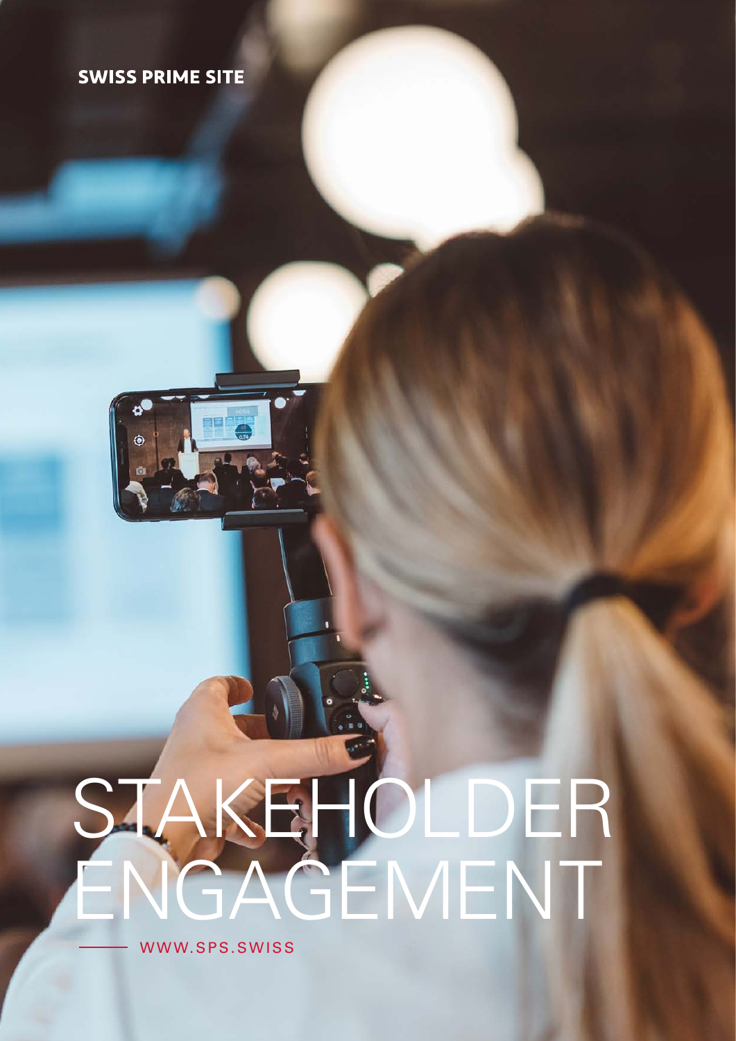SWISS PRIME SITE

# STAKEHOLDER ENGAGEMENT

WWW.SPS.SWISS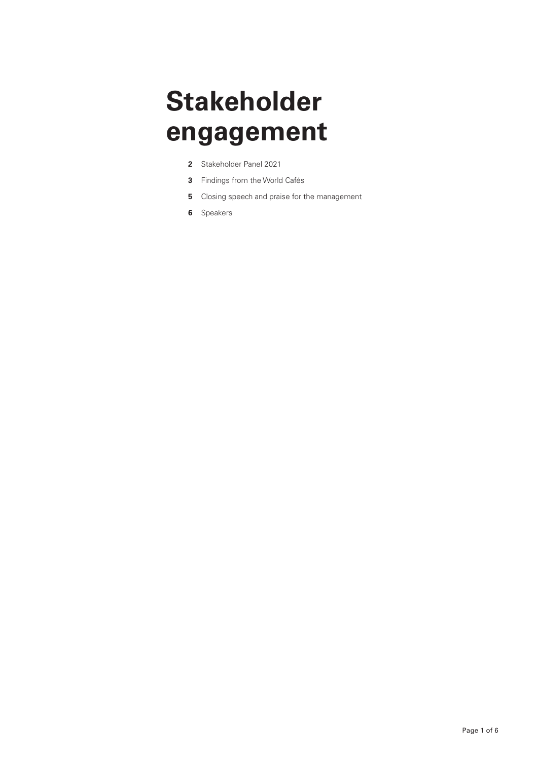# Stakeholder engagement

**2** Stakeholder Panel 2021

**3** Findings from the World Cafés

**5** Closing speech and praise for the management

**6** Speakers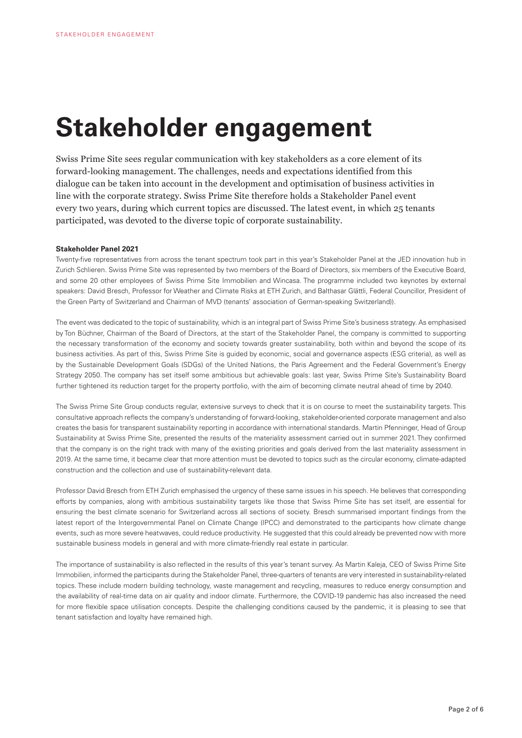# Stakeholder engagement

Swiss Prime Site sees regular communication with key stakeholders as a core element of its forward-looking management. The challenges, needs and expectations identified from this dialogue can be taken into account in the development and optimisation of business activities in line with the corporate strategy. Swiss Prime Site therefore holds a Stakeholder Panel event every two years, during which current topics are discussed. The latest event, in which 25 tenants participated, was devoted to the diverse topic of corporate sustainability.

**Stakeholder Panel 2021**

Twenty-five representatives from across the tenant spectrum took part in this year's Stakeholder Panel at the JED innovation hub in Zurich Schlieren. Swiss Prime Site was represented by two members of the Board of Directors, six members of the Executive Board, and some 20 other employees of Swiss Prime Site Immobilien and Wincasa. The programme included two keynotes by external speakers: David Bresch, Professor for Weather and Climate Risks at ETH Zurich, and Balthasar Glättli, Federal Councillor, President of the Green Party of Switzerland and Chairman of MVD (tenants' association of German-speaking Switzerland)).

The event was dedicated to the topic of sustainability, which is an integral part of Swiss Prime Site's business strategy. As emphasised by Ton Büchner, Chairman of the Board of Directors, at the start of the Stakeholder Panel, the company is committed to supporting the necessary transformation of the economy and society towards greater sustainability, both within and beyond the scope of its business activities. As part of this, Swiss Prime Site is guided by economic, social and governance aspects (ESG criteria), as well as by the Sustainable Development Goals (SDGs) of the United Nations, the Paris Agreement and the Federal Government's Energy Strategy 2050. The company has set itself some ambitious but achievable goals: last year, Swiss Prime Site's Sustainability Board further tightened its reduction target for the property portfolio, with the aim of becoming climate neutral ahead of time by 2040.

The Swiss Prime Site Group conducts regular, extensive surveys to check that it is on course to meet the sustainability targets. This consultative approach reflects the company's understanding of forward-looking, stakeholder-oriented corporate management and also creates the basis for transparent sustainability reporting in accordance with international standards. Martin Pfenninger, Head of Group Sustainability at Swiss Prime Site, presented the results of the materiality assessment carried out in summer 2021. They confirmed that the company is on the right track with many of the existing priorities and goals derived from the last materiality assessment in 2019. At the same time, it became clear that more attention must be devoted to topics such as the circular economy, climate-adapted construction and the collection and use of sustainability-relevant data.

Professor David Bresch from ETH Zurich emphasised the urgency of these same issues in his speech. He believes that corresponding efforts by companies, along with ambitious sustainability targets like those that Swiss Prime Site has set itself, are essential for ensuring the best climate scenario for Switzerland across all sections of society. Bresch summarised important findings from the latest report of the Intergovernmental Panel on Climate Change (IPCC) and demonstrated to the participants how climate change events, such as more severe heatwaves, could reduce productivity. He suggested that this could already be prevented now with more sustainable business models in general and with more climate-friendly real estate in particular.

The importance of sustainability is also reflected in the results of this year's tenant survey. As Martin Kaleja, CEO of Swiss Prime Site Immobilien, informed the participants during the Stakeholder Panel, three-quarters of tenants are very interested in sustainability-related topics. These include modern building technology, waste management and recycling, measures to reduce energy consumption and the availability of real-time data on air quality and indoor climate. Furthermore, the COVID-19 pandemic has also increased the need for more flexible space utilisation concepts. Despite the challenging conditions caused by the pandemic, it is pleasing to see that tenant satisfaction and loyalty have remained high.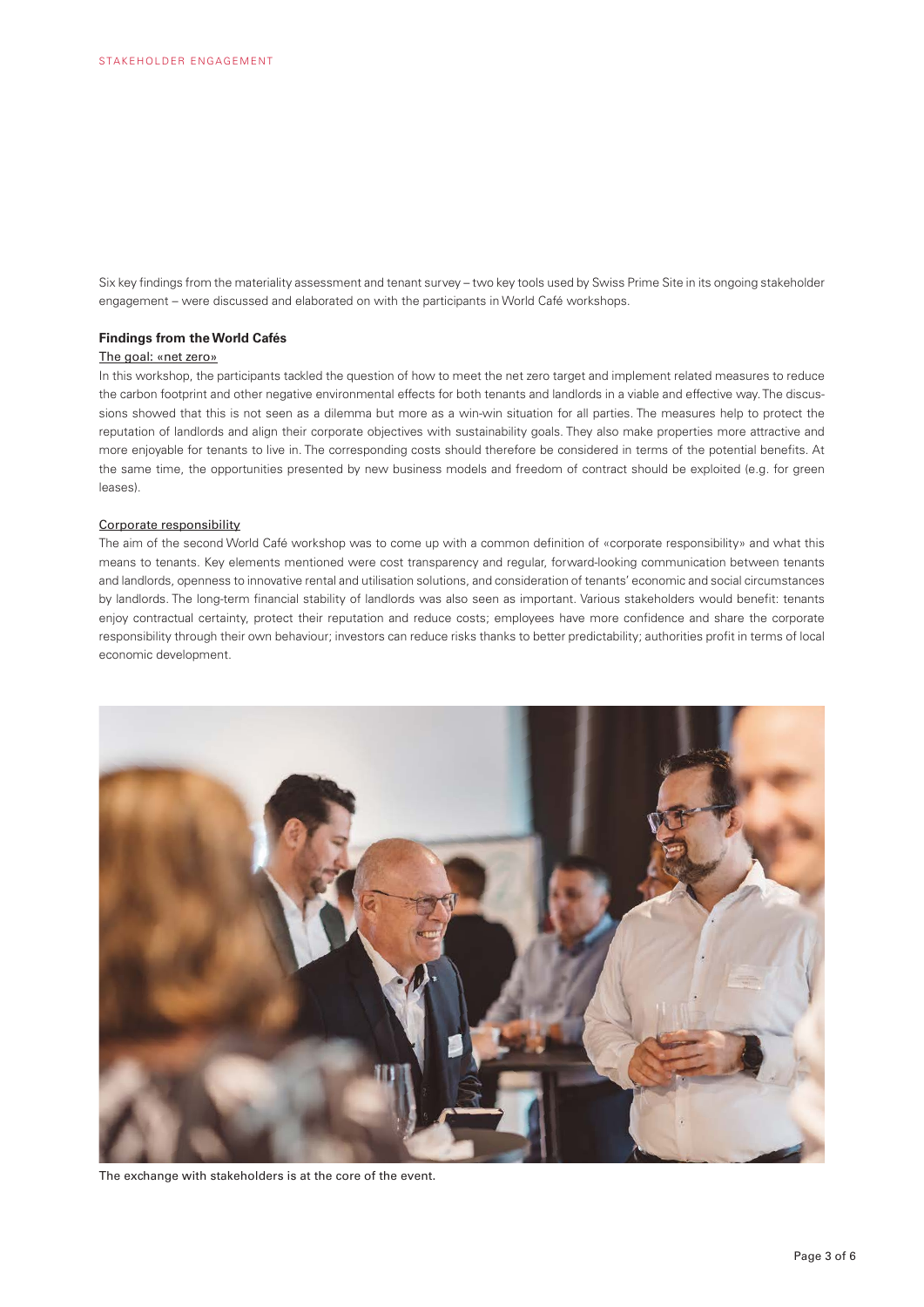Six key findings from the materiality assessment and tenant survey – two key tools used by Swiss Prime Site in its ongoing stakeholder engagement – were discussed and elaborated on with the participants in World Café workshops.

**Findings from the World Cafés**

The goal: «net zero»

In this workshop, the participants tackled the question of how to meet the net zero target and implement related measures to reduce the carbon footprint and other negative environmental effects for both tenants and landlords in a viable and effective way. The discussions showed that this is not seen as a dilemma but more as a win-win situation for all parties. The measures help to protect the reputation of landlords and align their corporate objectives with sustainability goals. They also make properties more attractive and more enjoyable for tenants to live in. The corresponding costs should therefore be considered in terms of the potential benefits. At the same time, the opportunities presented by new business models and freedom of contract should be exploited (e.g. for green leases).

Corporate responsibility

The aim of the second World Café workshop was to come up with a common definition of «corporate responsibility» and what this means to tenants. Key elements mentioned were cost transparency and regular, forward-looking communication between tenants and landlords, openness to innovative rental and utilisation solutions, and consideration of tenants' economic and social circumstances by landlords. The long-term financial stability of landlords was also seen as important. Various stakeholders would benefit: tenants enjoy contractual certainty, protect their reputation and reduce costs; employees have more confidence and share the corporate responsibility through their own behaviour; investors can reduce risks thanks to better predictability; authorities profit in terms of local economic development.

The exchange with stakeholders is at the core of the event.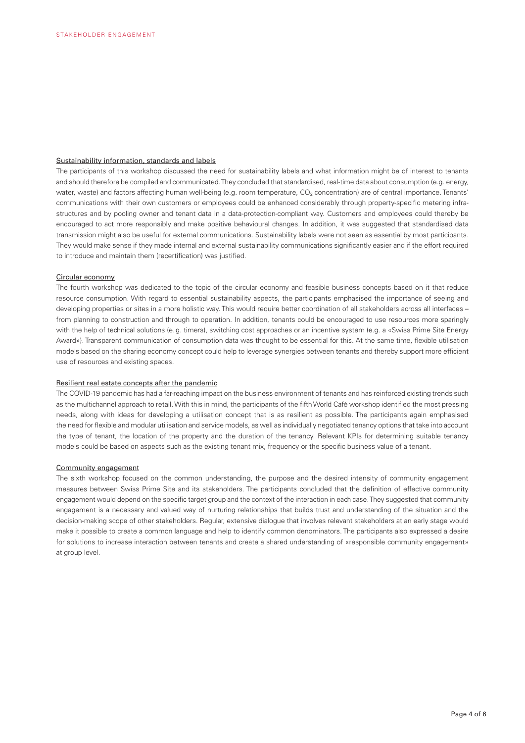### Sustainability information, standards and labels

The participants of this workshop discussed the need for sustainability labels and what information might be of interest to tenants and should therefore be compiled and communicated. They concluded that standardised, real-time data about consumption (e.g. energy, water, waste) and factors affecting human well-being (e.g. room temperature, $CO_2$ concentration) are of central importance. Tenants' communications with their own customers or employees could be enhanced considerably through property-specific metering infrastructures and by pooling owner and tenant data in a data-protection-compliant way. Customers and employees could thereby be encouraged to act more responsibly and make positive behavioural changes. In addition, it was suggested that standardised data transmission might also be useful for external communications. Sustainability labels were not seen as essential by most participants. They would make sense if they made internal and external sustainability communications significantly easier and if the effort required to introduce and maintain them (recertification) was justified.

### Circular economy

The fourth workshop was dedicated to the topic of the circular economy and feasible business concepts based on it that reduce resource consumption. With regard to essential sustainability aspects, the participants emphasised the importance of seeing and developing properties or sites in a more holistic way. This would require better coordination of all stakeholders across all interfaces – from planning to construction and through to operation. In addition, tenants could be encouraged to use resources more sparingly with the help of technical solutions (e.g. timers), switching cost approaches or an incentive system (e.g. a «Swiss Prime Site Energy Award»). Transparent communication of consumption data was thought to be essential for this. At the same time, flexible utilisation models based on the sharing economy concept could help to leverage synergies between tenants and thereby support more efficient use of resources and existing spaces.

### Resilient real estate concepts after the pandemic

The COVID-19 pandemic has had a far-reaching impact on the business environment of tenants and has reinforced existing trends such as the multichannel approach to retail. With this in mind, the participants of the fifth World Café workshop identified the most pressing needs, along with ideas for developing a utilisation concept that is as resilient as possible. The participants again emphasised the need for flexible and modular utilisation and service models, as well as individually negotiated tenancy options that take into account the type of tenant, the location of the property and the duration of the tenancy. Relevant KPIs for determining suitable tenancy models could be based on aspects such as the existing tenant mix, frequency or the specific business value of a tenant.

### Community engagement

The sixth workshop focused on the common understanding, the purpose and the desired intensity of community engagement measures between Swiss Prime Site and its stakeholders. The participants concluded that the definition of effective community engagement would depend on the specific target group and the context of the interaction in each case. They suggested that community engagement is a necessary and valued way of nurturing relationships that builds trust and understanding of the situation and the decision-making scope of other stakeholders. Regular, extensive dialogue that involves relevant stakeholders at an early stage would make it possible to create a common language and help to identify common denominators. The participants also expressed a desire for solutions to increase interaction between tenants and create a shared understanding of «responsible community engagement» at group level.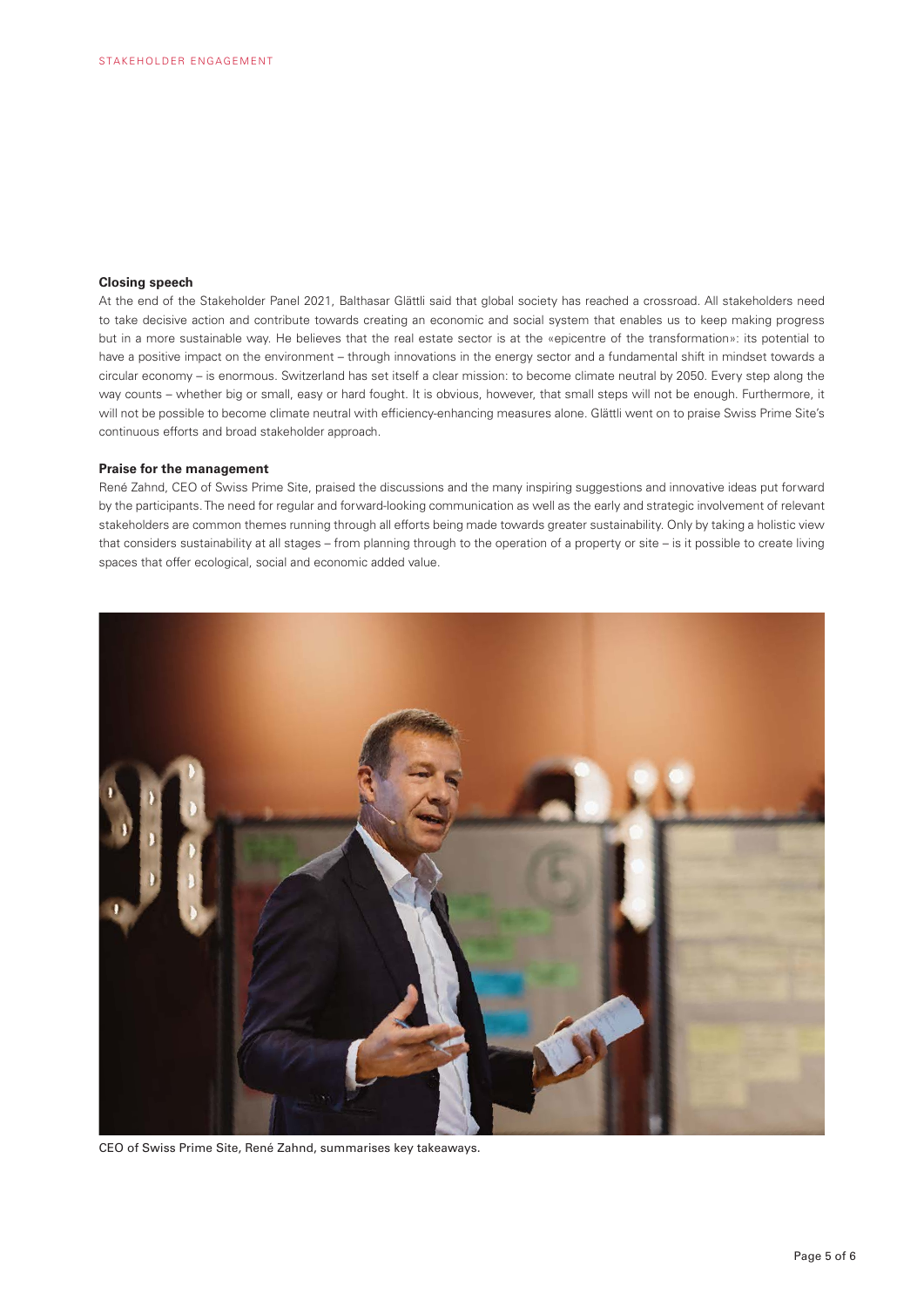### Closing speech

At the end of the Stakeholder Panel 2021, Balthasar Glättli said that global society has reached a crossroad. All stakeholders need to take decisive action and contribute towards creating an economic and social system that enables us to keep making progress but in a more sustainable way. He believes that the real estate sector is at the «epicentre of the transformation»: its potential to have a positive impact on the environment – through innovations in the energy sector and a fundamental shift in mindset towards a circular economy – is enormous. Switzerland has set itself a clear mission: to become climate neutral by 2050. Every step along the way counts – whether big or small, easy or hard fought. It is obvious, however, that small steps will not be enough. Furthermore, it will not be possible to become climate neutral with efficiency-enhancing measures alone. Glättli went on to praise Swiss Prime Site's continuous efforts and broad stakeholder approach.

### Praise for the management

René Zahnd, CEO of Swiss Prime Site, praised the discussions and the many inspiring suggestions and innovative ideas put forward by the participants. The need for regular and forward-looking communication as well as the early and strategic involvement of relevant stakeholders are common themes running through all efforts being made towards greater sustainability. Only by taking a holistic view that considers sustainability at all stages – from planning through to the operation of a property or site – is it possible to create living spaces that offer ecological, social and economic added value.

CEO of Swiss Prime Site, René Zahnd, summarises key takeaways.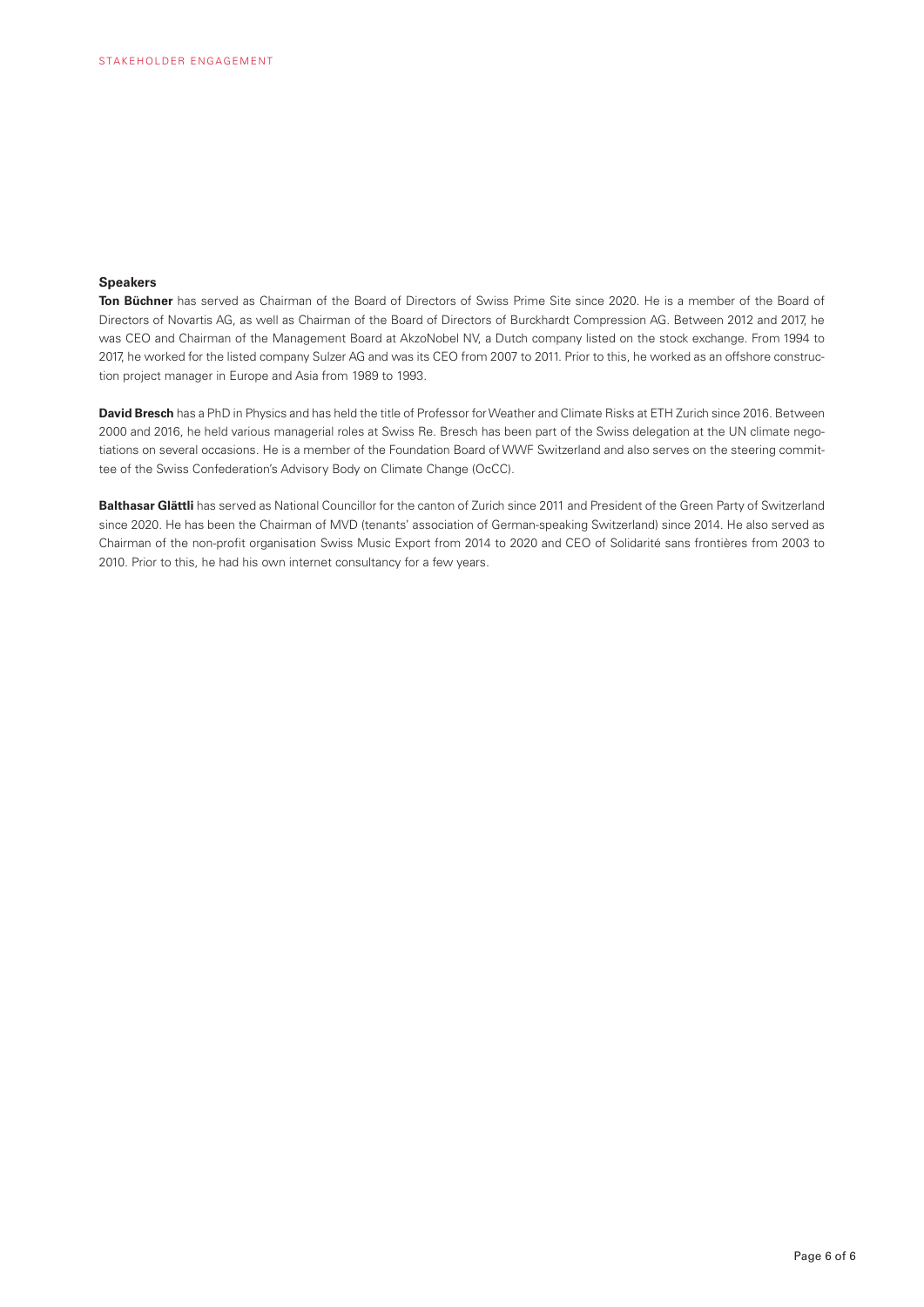### Speakers

**Ton Büchner** has served as Chairman of the Board of Directors of Swiss Prime Site since 2020. He is a member of the Board of Directors of Novartis AG, as well as Chairman of the Board of Directors of Burckhardt Compression AG. Between 2012 and 2017, he was CEO and Chairman of the Management Board at AkzoNobel NV, a Dutch company listed on the stock exchange. From 1994 to 2017, he worked for the listed company Sulzer AG and was its CEO from 2007 to 2011. Prior to this, he worked as an offshore construction project manager in Europe and Asia from 1989 to 1993.

**David Bresch** has a PhD in Physics and has held the title of Professor for Weather and Climate Risks at ETH Zurich since 2016. Between 2000 and 2016, he held various managerial roles at Swiss Re. Bresch has been part of the Swiss delegation at the UN climate negotiations on several occasions. He is a member of the Foundation Board of WWF Switzerland and also serves on the steering committee of the Swiss Confederation's Advisory Body on Climate Change (OcCC).

**Balthasar Glättli** has served as National Councillor for the canton of Zurich since 2011 and President of the Green Party of Switzerland since 2020. He has been the Chairman of MVD (tenants' association of German-speaking Switzerland) since 2014. He also served as Chairman of the non-profit organisation Swiss Music Export from 2014 to 2020 and CEO of Solidarité sans frontières from 2003 to 2010. Prior to this, he had his own internet consultancy for a few years.